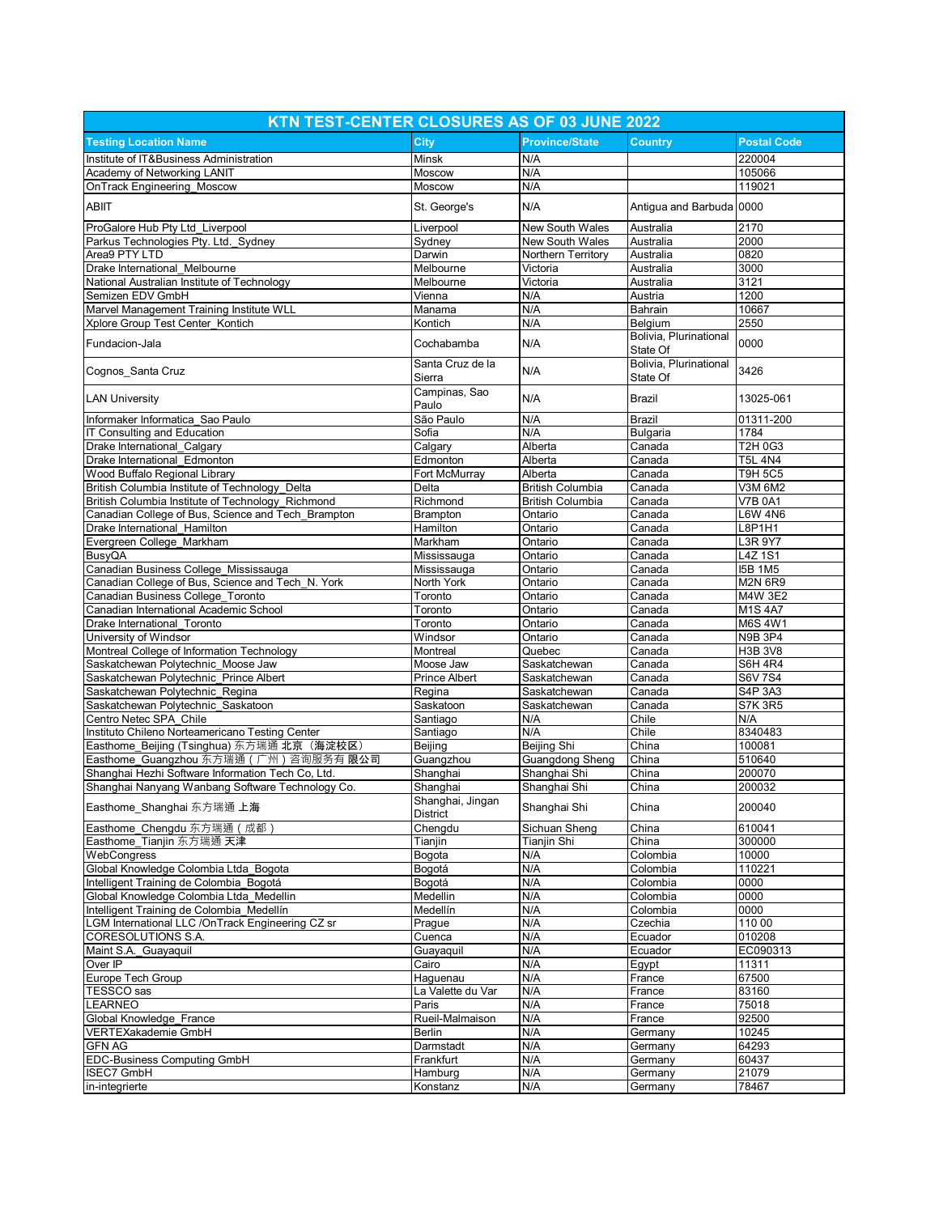# KTN TEST-CENTER CLOSURES AS OF 03 JUNE 2022

| Testing Location Name | City | Province/State | Country | Postal Code |
|---|---|---|---|---|
| Institute of IT&Business Administration | Minsk | N/A | | 220004 |
| Academy of Networking LANIT | Moscow | N/A | | 105066 |
| OnTrack Engineering_Moscow | Moscow | N/A | | 119021 |
| ABIIT | St. George's | N/A | Antigua and Barbuda | 0000 |
| ProGalore Hub Pty Ltd_Liverpool | Liverpool | New South Wales | Australia | 2170 |
| Parkus Technologies Pty. Ltd._Sydney | Sydney | New South Wales | Australia | 2000 |
| Area9 PTY LTD | Darwin | Northern Territory | Australia | 0820 |
| Drake International_Melbourne | Melbourne | Victoria | Australia | 3000 |
| National Australian Institute of Technology | Melbourne | Victoria | Australia | 3121 |
| Semizen EDV GmbH | Vienna | N/A | Austria | 1200 |
| Marvel Management Training Institute WLL | Manama | N/A | Bahrain | 10667 |
| Xplore Group Test Center_Kontich | Kontich | N/A | Belgium | 2550 |
| Fundacion-Jala | Cochabamba | N/A | Bolivia, Plurinational State Of | 0000 |
| Cognos_Santa Cruz | Santa Cruz de la Sierra | N/A | Bolivia, Plurinational State Of | 3426 |
| LAN University | Campinas, Sao Paulo | N/A | Brazil | 13025-061 |
| Informaker Informatica_Sao Paulo | São Paulo | N/A | Brazil | 01311-200 |
| IT Consulting and Education | Sofia | N/A | Bulgaria | 1784 |
| Drake International_Calgary | Calgary | Alberta | Canada | T2H 0G3 |
| Drake International_Edmonton | Edmonton | Alberta | Canada | T5L 4N4 |
| Wood Buffalo Regional Library | Fort McMurray | Alberta | Canada | T9H 5C5 |
| British Columbia Institute of Technology_Delta | Delta | British Columbia | Canada | V3M 6M2 |
| British Columbia Institute of Technology_Richmond | Richmond | British Columbia | Canada | V7B 0A1 |
| Canadian College of Bus, Science and Tech_Brampton | Brampton | Ontario | Canada | L6W 4N6 |
| Drake International_Hamilton | Hamilton | Ontario | Canada | L8P1H1 |
| Evergreen College_Markham | Markham | Ontario | Canada | L3R 9Y7 |
| BusyQA | Mississauga | Ontario | Canada | L4Z 1S1 |
| Canadian Business College_Mississauga | Mississauga | Ontario | Canada | I5B 1M5 |
| Canadian College of Bus, Science and Tech_N. York | North York | Ontario | Canada | M2N 6R9 |
| Canadian Business College_Toronto | Toronto | Ontario | Canada | M4W 3E2 |
| Canadian International Academic School | Toronto | Ontario | Canada | M1S 4A7 |
| Drake International_Toronto | Toronto | Ontario | Canada | M6S 4W1 |
| University of Windsor | Windsor | Ontario | Canada | N9B 3P4 |
| Montreal College of Information Technology | Montreal | Quebec | Canada | H3B 3V8 |
| Saskatchewan Polytechnic_Moose Jaw | Moose Jaw | Saskatchewan | Canada | S6H 4R4 |
| Saskatchewan Polytechnic_Prince Albert | Prince Albert | Saskatchewan | Canada | S6V 7S4 |
| Saskatchewan Polytechnic_Regina | Regina | Saskatchewan | Canada | S4P 3A3 |
| Saskatchewan Polytechnic_Saskatoon | Saskatoon | Saskatchewan | Canada | S7K 3R5 |
| Centro Netec SPA_Chile | Santiago | N/A | Chile | N/A |
| Instituto Chileno Norteamericano Testing Center | Santiago | N/A | Chile | 8340483 |
| Easthome_Beijing (Tsinghua) 东方瑞通 北京（海淀校区） | Beijing | Beijing Shi | China | 100081 |
| Easthome_Guangzhou 东方瑞通（广州）咨询服务有限公司 | Guangzhou | Guangdong Sheng | China | 510640 |
| Shanghai Hezhi Software Information Tech Co, Ltd. | Shanghai | Shanghai Shi | China | 200070 |
| Shanghai Nanyang Wanbang Software Technology Co. | Shanghai | Shanghai Shi | China | 200032 |
| Easthome_Shanghai 东方瑞通 上海 | Shanghai, Jingan District | Shanghai Shi | China | 200040 |
| Easthome_Chengdu 东方瑞通（成都） | Chengdu | Sichuan Sheng | China | 610041 |
| Easthome_Tianjin 东方瑞通 天津 | Tianjin | Tianjin Shi | China | 300000 |
| WebCongress | Bogota | N/A | Colombia | 10000 |
| Global Knowledge Colombia Ltda_Bogota | Bogotá | N/A | Colombia | 110221 |
| Intelligent Training de Colombia_Bogotá | Bogotá | N/A | Colombia | 0000 |
| Global Knowledge Colombia Ltda_Medellin | Medellin | N/A | Colombia | 0000 |
| Intelligent Training de Colombia_Medellín | Medellín | N/A | Colombia | 0000 |
| LGM International LLC /OnTrack Engineering CZ sr | Prague | N/A | Czechia | 110 00 |
| CORESOLUTIONS S.A. | Cuenca | N/A | Ecuador | 010208 |
| Maint S.A._Guayaquil | Guayaquil | N/A | Ecuador | EC090313 |
| Over IP | Cairo | N/A | Egypt | 11311 |
| Europe Tech Group | Haguenau | N/A | France | 67500 |
| TESSCO sas | La Valette du Var | N/A | France | 83160 |
| LEARNEO | Paris | N/A | France | 75018 |
| Global Knowledge_France | Rueil-Malmaison | N/A | France | 92500 |
| VERTEXakademie GmbH | Berlin | N/A | Germany | 10245 |
| GFN AG | Darmstadt | N/A | Germany | 64293 |
| EDC-Business Computing GmbH | Frankfurt | N/A | Germany | 60437 |
| ISEC7 GmbH | Hamburg | N/A | Germany | 21079 |
| in-integrierte | Konstanz | N/A | Germany | 78467 |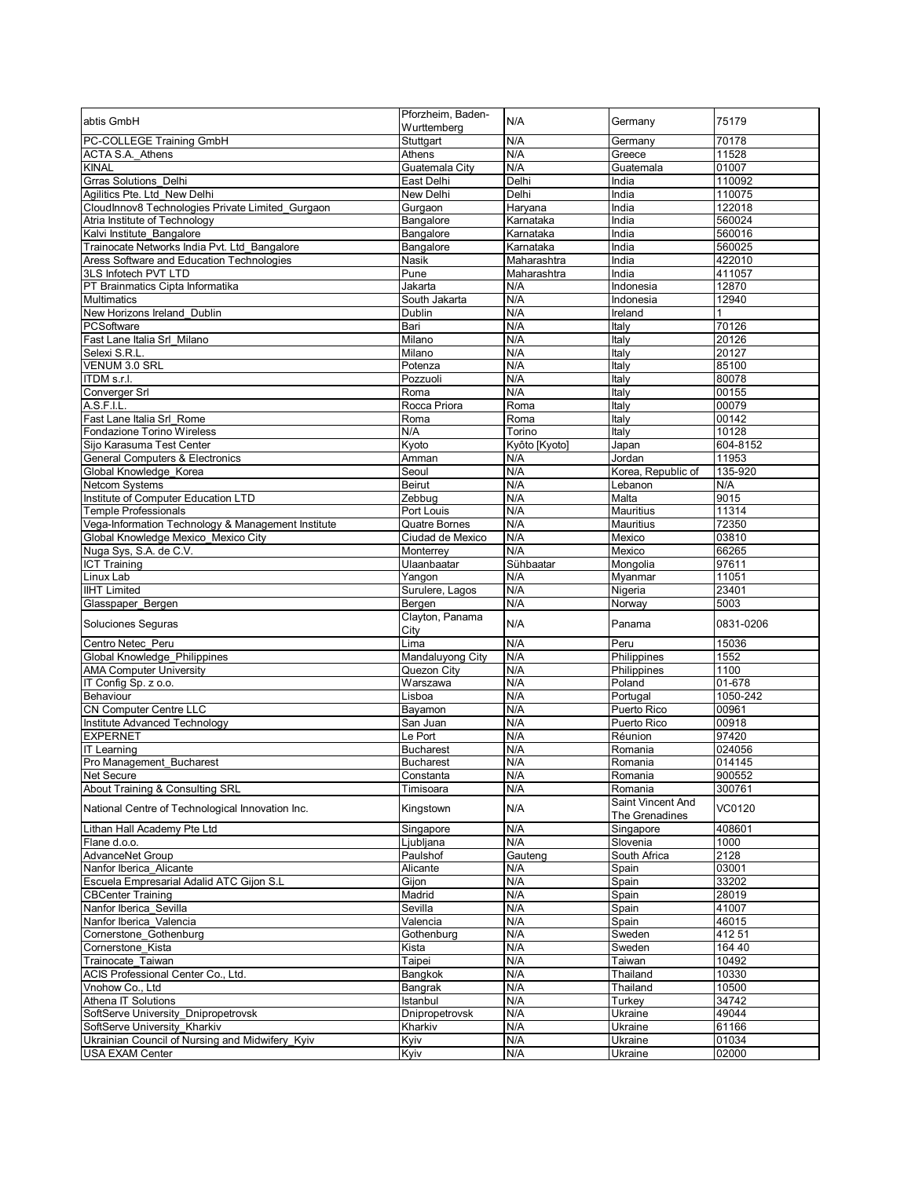| | | | | |
|---|---|---|---|---|
| abtis GmbH | Pforzheim, Baden-Wurttemberg | N/A | Germany | 75179 |
| PC-COLLEGE Training GmbH | Stuttgart | N/A | Germany | 70178 |
| ACTA S.A._Athens | Athens | N/A | Greece | 11528 |
| KINAL | Guatemala City | N/A | Guatemala | 01007 |
| Grras Solutions_Delhi | East Delhi | Delhi | India | 110092 |
| Agilitics Pte. Ltd_New Delhi | New Delhi | Delhi | India | 110075 |
| CloudInnov8 Technologies Private Limited_Gurgaon | Gurgaon | Haryana | India | 122018 |
| Atria Institute of Technology | Bangalore | Karnataka | India | 560024 |
| Kalvi Institute_Bangalore | Bangalore | Karnataka | India | 560016 |
| Trainocate Networks India Pvt. Ltd_Bangalore | Bangalore | Karnataka | India | 560025 |
| Aress Software and Education Technologies | Nasik | Maharashtra | India | 422010 |
| 3LS Infotech PVT LTD | Pune | Maharashtra | India | 411057 |
| PT Brainmatics Cipta Informatika | Jakarta | N/A | Indonesia | 12870 |
| Multimatics | South Jakarta | N/A | Indonesia | 12940 |
| New Horizons Ireland_Dublin | Dublin | N/A | Ireland | 1 |
| PCSoftware | Bari | N/A | Italy | 70126 |
| Fast Lane Italia Srl_Milano | Milano | N/A | Italy | 20126 |
| Selexi S.R.L. | Milano | N/A | Italy | 20127 |
| VENUM 3.0 SRL | Potenza | N/A | Italy | 85100 |
| ITDM s.r.l. | Pozzuoli | N/A | Italy | 80078 |
| Converger Srl | Roma | N/A | Italy | 00155 |
| A.S.F.I.L. | Rocca Priora | Roma | Italy | 00079 |
| Fast Lane Italia Srl_Rome | Roma | Roma | Italy | 00142 |
| Fondazione Torino Wireless | N/A | Torino | Italy | 10128 |
| Sijo Karasuma Test Center | Kyoto | Kyôto [Kyoto] | Japan | 604-8152 |
| General Computers & Electronics | Amman | N/A | Jordan | 11953 |
| Global Knowledge_Korea | Seoul | N/A | Korea, Republic of | 135-920 |
| Netcom Systems | Beirut | N/A | Lebanon | N/A |
| Institute of Computer Education LTD | Zebbug | N/A | Malta | 9015 |
| Temple Professionals | Port Louis | N/A | Mauritius | 11314 |
| Vega-Information Technology & Management Institute | Quatre Bornes | N/A | Mauritius | 72350 |
| Global Knowledge Mexico_Mexico City | Ciudad de Mexico | N/A | Mexico | 03810 |
| Nuga Sys, S.A. de C.V. | Monterrey | N/A | Mexico | 66265 |
| ICT Training | Ulaanbaatar | Sühbaatar | Mongolia | 97611 |
| Linux Lab | Yangon | N/A | Myanmar | 11051 |
| IIHT Limited | Surulere, Lagos | N/A | Nigeria | 23401 |
| Glasspaper_Bergen | Bergen | N/A | Norway | 5003 |
| Soluciones Seguras | Clayton, Panama City | N/A | Panama | 0831-0206 |
| Centro Netec_Peru | Lima | N/A | Peru | 15036 |
| Global Knowledge_Philippines | Mandaluyong City | N/A | Philippines | 1552 |
| AMA Computer University | Quezon City | N/A | Philippines | 1100 |
| IT Config Sp. z o.o. | Warszawa | N/A | Poland | 01-678 |
| Behaviour | Lisboa | N/A | Portugal | 1050-242 |
| CN Computer Centre LLC | Bayamon | N/A | Puerto Rico | 00961 |
| Institute Advanced Technology | San Juan | N/A | Puerto Rico | 00918 |
| EXPERNET | Le Port | N/A | Réunion | 97420 |
| IT Learning | Bucharest | N/A | Romania | 024056 |
| Pro Management_Bucharest | Bucharest | N/A | Romania | 014145 |
| Net Secure | Constanta | N/A | Romania | 900552 |
| About Training & Consulting SRL | Timisoara | N/A | Romania | 300761 |
| National Centre of Technological Innovation Inc. | Kingstown | N/A | Saint Vincent And The Grenadines | VC0120 |
| Lithan Hall Academy Pte Ltd | Singapore | N/A | Singapore | 408601 |
| Flane d.o.o. | Ljubljana | N/A | Slovenia | 1000 |
| AdvanceNet Group | Paulshof | Gauteng | South Africa | 2128 |
| Nanfor Iberica_Alicante | Alicante | N/A | Spain | 03001 |
| Escuela Empresarial Adalid ATC Gijon S.L | Gijon | N/A | Spain | 33202 |
| CBCenter Training | Madrid | N/A | Spain | 28019 |
| Nanfor Iberica_Sevilla | Sevilla | N/A | Spain | 41007 |
| Nanfor Iberica_Valencia | Valencia | N/A | Spain | 46015 |
| Cornerstone_Gothenburg | Gothenburg | N/A | Sweden | 412 51 |
| Cornerstone_Kista | Kista | N/A | Sweden | 164 40 |
| Trainocate_Taiwan | Taipei | N/A | Taiwan | 10492 |
| ACIS Professional Center Co., Ltd. | Bangkok | N/A | Thailand | 10330 |
| Vnohow Co., Ltd | Bangrak | N/A | Thailand | 10500 |
| Athena IT Solutions | Istanbul | N/A | Turkey | 34742 |
| SoftServe University_Dnipropetrovsk | Dnipropetrovsk | N/A | Ukraine | 49044 |
| SoftServe University_Kharkiv | Kharkiv | N/A | Ukraine | 61166 |
| Ukrainian Council of Nursing and Midwifery_Kyiv | Kyiv | N/A | Ukraine | 01034 |
| USA EXAM Center | Kyiv | N/A | Ukraine | 02000 |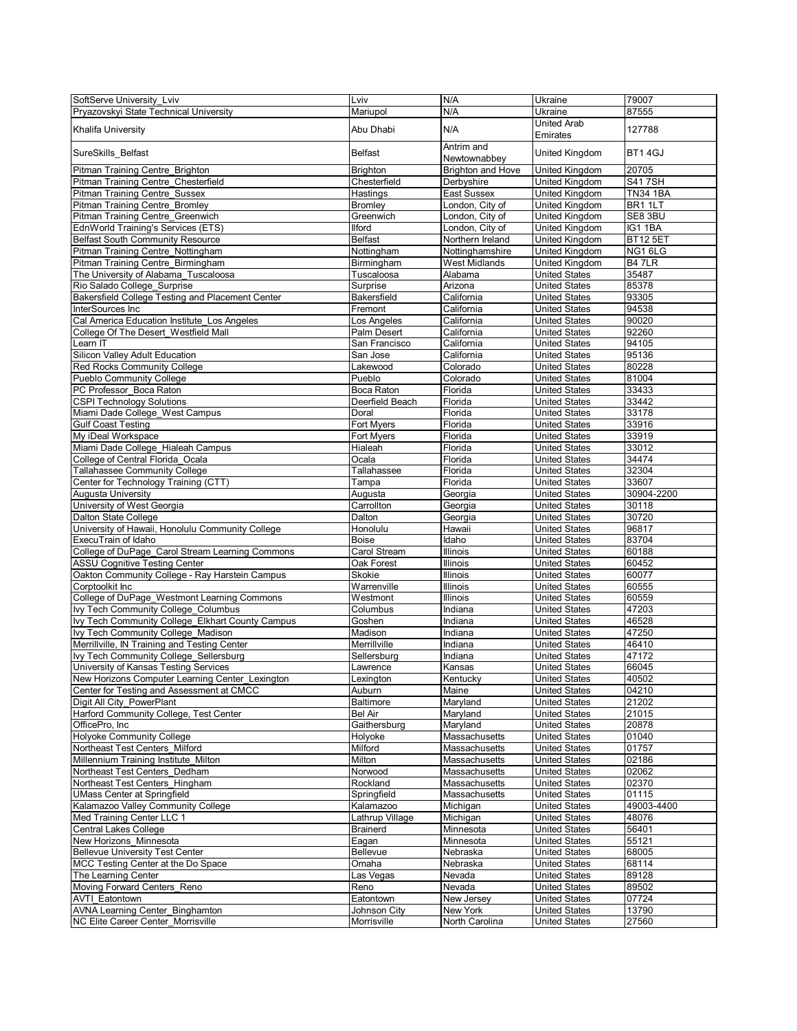| | | | | |
|---|---|---|---|---|
| SoftServe University_Lviv | Lviv | N/A | Ukraine | 79007 |
| Pryazovskyi State Technical University | Mariupol | N/A | Ukraine | 87555 |
| Khalifa University | Abu Dhabi | N/A | United Arab Emirates | 127788 |
| SureSkills_Belfast | Belfast | Antrim and Newtownabbey | United Kingdom | BT1 4GJ |
| Pitman Training Centre_Brighton | Brighton | Brighton and Hove | United Kingdom | 20705 |
| Pitman Training Centre_Chesterfield | Chesterfield | Derbyshire | United Kingdom | S41 7SH |
| Pitman Training Centre_Sussex | Hastings | East Sussex | United Kingdom | TN34 1BA |
| Pitman Training Centre_Bromley | Bromley | London, City of | United Kingdom | BR1 1LT |
| Pitman Training Centre_Greenwich | Greenwich | London, City of | United Kingdom | SE8 3BU |
| EdnWorld Training's Services (ETS) | Ilford | London, City of | United Kingdom | IG1 1BA |
| Belfast South Community Resource | Belfast | Northern Ireland | United Kingdom | BT12 5ET |
| Pitman Training Centre_Nottingham | Nottingham | Nottinghamshire | United Kingdom | NG1 6LG |
| Pitman Training Centre_Birmingham | Birmingham | West Midlands | United Kingdom | B4 7LR |
| The University of Alabama_Tuscaloosa | Tuscaloosa | Alabama | United States | 35487 |
| Rio Salado College_Surprise | Surprise | Arizona | United States | 85378 |
| Bakersfield College Testing and Placement Center | Bakersfield | California | United States | 93305 |
| InterSources Inc | Fremont | California | United States | 94538 |
| Cal America Education Institute_Los Angeles | Los Angeles | California | United States | 90020 |
| College Of The Desert_Westfield Mall | Palm Desert | California | United States | 92260 |
| Learn IT | San Francisco | California | United States | 94105 |
| Silicon Valley Adult Education | San Jose | California | United States | 95136 |
| Red Rocks Community College | Lakewood | Colorado | United States | 80228 |
| Pueblo Community College | Pueblo | Colorado | United States | 81004 |
| PC Professor_Boca Raton | Boca Raton | Florida | United States | 33433 |
| CSPI Technology Solutions | Deerfield Beach | Florida | United States | 33442 |
| Miami Dade College_West Campus | Doral | Florida | United States | 33178 |
| Gulf Coast Testing | Fort Myers | Florida | United States | 33916 |
| My iDeal Workspace | Fort Myers | Florida | United States | 33919 |
| Miami Dade College_Hialeah Campus | Hialeah | Florida | United States | 33012 |
| College of Central Florida_Ocala | Ocala | Florida | United States | 34474 |
| Tallahassee Community College | Tallahassee | Florida | United States | 32304 |
| Center for Technology Training (CTT) | Tampa | Florida | United States | 33607 |
| Augusta University | Augusta | Georgia | United States | 30904-2200 |
| University of West Georgia | Carrollton | Georgia | United States | 30118 |
| Dalton State College | Dalton | Georgia | United States | 30720 |
| University of Hawaii, Honolulu Community College | Honolulu | Hawaii | United States | 96817 |
| ExecuTrain of Idaho | Boise | Idaho | United States | 83704 |
| College of DuPage_Carol Stream Learning Commons | Carol Stream | Illinois | United States | 60188 |
| ASSU Cognitive Testing Center | Oak Forest | Illinois | United States | 60452 |
| Oakton Community College - Ray Harstein Campus | Skokie | Illinois | United States | 60077 |
| Corptoolkit Inc | Warrenville | Illinois | United States | 60555 |
| College of DuPage_Westmont Learning Commons | Westmont | Illinois | United States | 60559 |
| Ivy Tech Community College_Columbus | Columbus | Indiana | United States | 47203 |
| Ivy Tech Community College_Elkhart County Campus | Goshen | Indiana | United States | 46528 |
| Ivy Tech Community College_Madison | Madison | Indiana | United States | 47250 |
| Merrillville, IN Training and Testing Center | Merrillville | Indiana | United States | 46410 |
| Ivy Tech Community College_Sellersburg | Sellersburg | Indiana | United States | 47172 |
| University of Kansas Testing Services | Lawrence | Kansas | United States | 66045 |
| New Horizons Computer Learning Center_Lexington | Lexington | Kentucky | United States | 40502 |
| Center for Testing and Assessment at CMCC | Auburn | Maine | United States | 04210 |
| Digit All City_PowerPlant | Baltimore | Maryland | United States | 21202 |
| Harford Community College, Test Center | Bel Air | Maryland | United States | 21015 |
| OfficePro, Inc | Gaithersburg | Maryland | United States | 20878 |
| Holyoke Community College | Holyoke | Massachusetts | United States | 01040 |
| Northeast Test Centers_Milford | Milford | Massachusetts | United States | 01757 |
| Millennium Training Institute_Milton | Milton | Massachusetts | United States | 02186 |
| Northeast Test Centers_Dedham | Norwood | Massachusetts | United States | 02062 |
| Northeast Test Centers_Hingham | Rockland | Massachusetts | United States | 02370 |
| UMass Center at Springfield | Springfield | Massachusetts | United States | 01115 |
| Kalamazoo Valley Community College | Kalamazoo | Michigan | United States | 49003-4400 |
| Med Training Center LLC 1 | Lathrup Village | Michigan | United States | 48076 |
| Central Lakes College | Brainerd | Minnesota | United States | 56401 |
| New Horizons_Minnesota | Eagan | Minnesota | United States | 55121 |
| Bellevue University Test Center | Bellevue | Nebraska | United States | 68005 |
| MCC Testing Center at the Do Space | Omaha | Nebraska | United States | 68114 |
| The Learning Center | Las Vegas | Nevada | United States | 89128 |
| Moving Forward Centers_Reno | Reno | Nevada | United States | 89502 |
| AVTI_Eatontown | Eatontown | New Jersey | United States | 07724 |
| AVNA Learning Center_Binghamton | Johnson City | New York | United States | 13790 |
| NC Elite Career Center_Morrisville | Morrisville | North Carolina | United States | 27560 |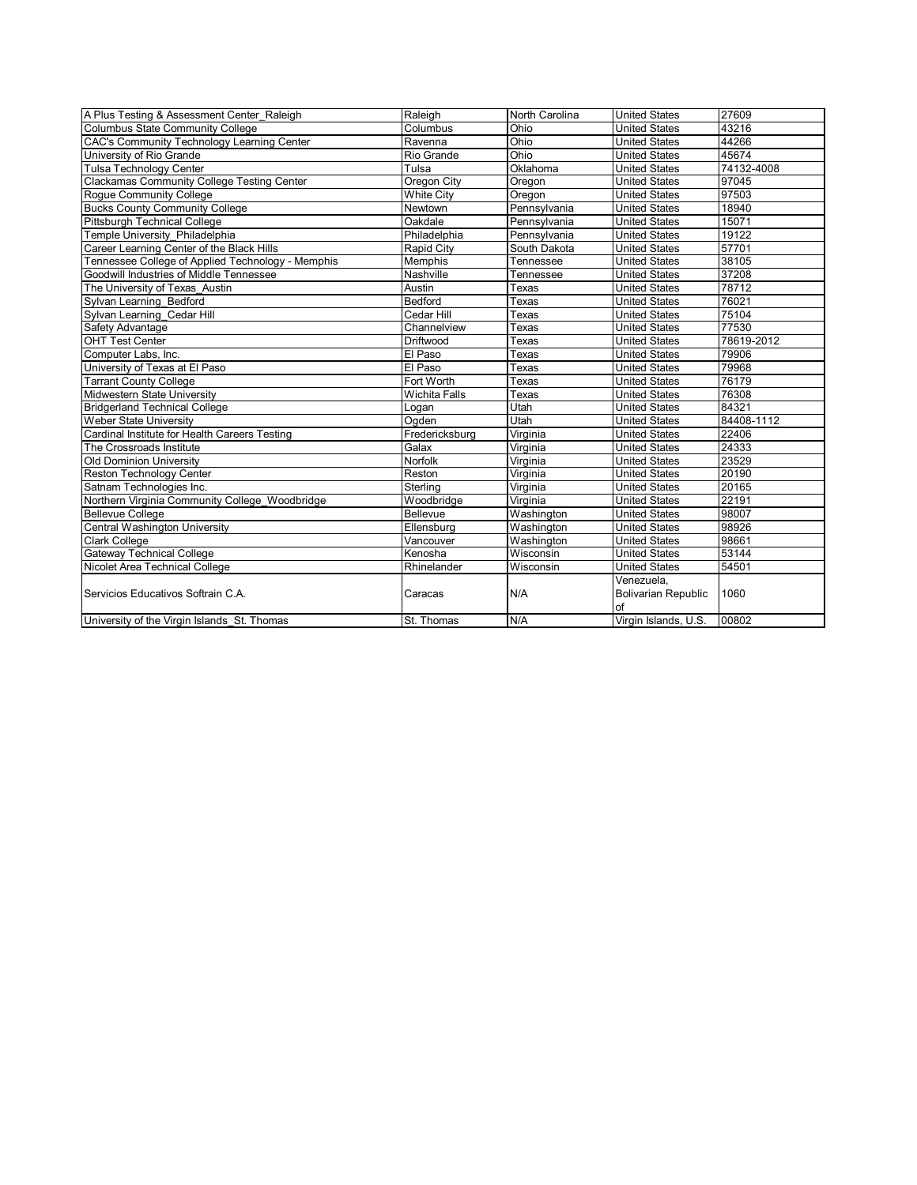| | | | | |
|---|---|---|---|---|
| A Plus Testing & Assessment Center_Raleigh | Raleigh | North Carolina | United States | 27609 |
| Columbus State Community College | Columbus | Ohio | United States | 43216 |
| CAC's Community Technology Learning Center | Ravenna | Ohio | United States | 44266 |
| University of Rio Grande | Rio Grande | Ohio | United States | 45674 |
| Tulsa Technology Center | Tulsa | Oklahoma | United States | 74132-4008 |
| Clackamas Community College Testing Center | Oregon City | Oregon | United States | 97045 |
| Rogue Community College | White City | Oregon | United States | 97503 |
| Bucks County Community College | Newtown | Pennsylvania | United States | 18940 |
| Pittsburgh Technical College | Oakdale | Pennsylvania | United States | 15071 |
| Temple University_Philadelphia | Philadelphia | Pennsylvania | United States | 19122 |
| Career Learning Center of the Black Hills | Rapid City | South Dakota | United States | 57701 |
| Tennessee College of Applied Technology - Memphis | Memphis | Tennessee | United States | 38105 |
| Goodwill Industries of Middle Tennessee | Nashville | Tennessee | United States | 37208 |
| The University of Texas_Austin | Austin | Texas | United States | 78712 |
| Sylvan Learning_Bedford | Bedford | Texas | United States | 76021 |
| Sylvan Learning_Cedar Hill | Cedar Hill | Texas | United States | 75104 |
| Safety Advantage | Channelview | Texas | United States | 77530 |
| OHT Test Center | Driftwood | Texas | United States | 78619-2012 |
| Computer Labs, Inc. | El Paso | Texas | United States | 79906 |
| University of Texas at El Paso | El Paso | Texas | United States | 79968 |
| Tarrant County College | Fort Worth | Texas | United States | 76179 |
| Midwestern State University | Wichita Falls | Texas | United States | 76308 |
| Bridgerland Technical College | Logan | Utah | United States | 84321 |
| Weber State University | Ogden | Utah | United States | 84408-1112 |
| Cardinal Institute for Health Careers Testing | Fredericksburg | Virginia | United States | 22406 |
| The Crossroads Institute | Galax | Virginia | United States | 24333 |
| Old Dominion University | Norfolk | Virginia | United States | 23529 |
| Reston Technology Center | Reston | Virginia | United States | 20190 |
| Satnam Technologies Inc. | Sterling | Virginia | United States | 20165 |
| Northern Virginia Community College_Woodbridge | Woodbridge | Virginia | United States | 22191 |
| Bellevue College | Bellevue | Washington | United States | 98007 |
| Central Washington University | Ellensburg | Washington | United States | 98926 |
| Clark College | Vancouver | Washington | United States | 98661 |
| Gateway Technical College | Kenosha | Wisconsin | United States | 53144 |
| Nicolet Area Technical College | Rhinelander | Wisconsin | United States | 54501 |
| Servicios Educativos Softrain C.A. | Caracas | N/A | Venezuela, Bolivarian Republic of | 1060 |
| University of the Virgin Islands_St. Thomas | St. Thomas | N/A | Virgin Islands, U.S. | 00802 |